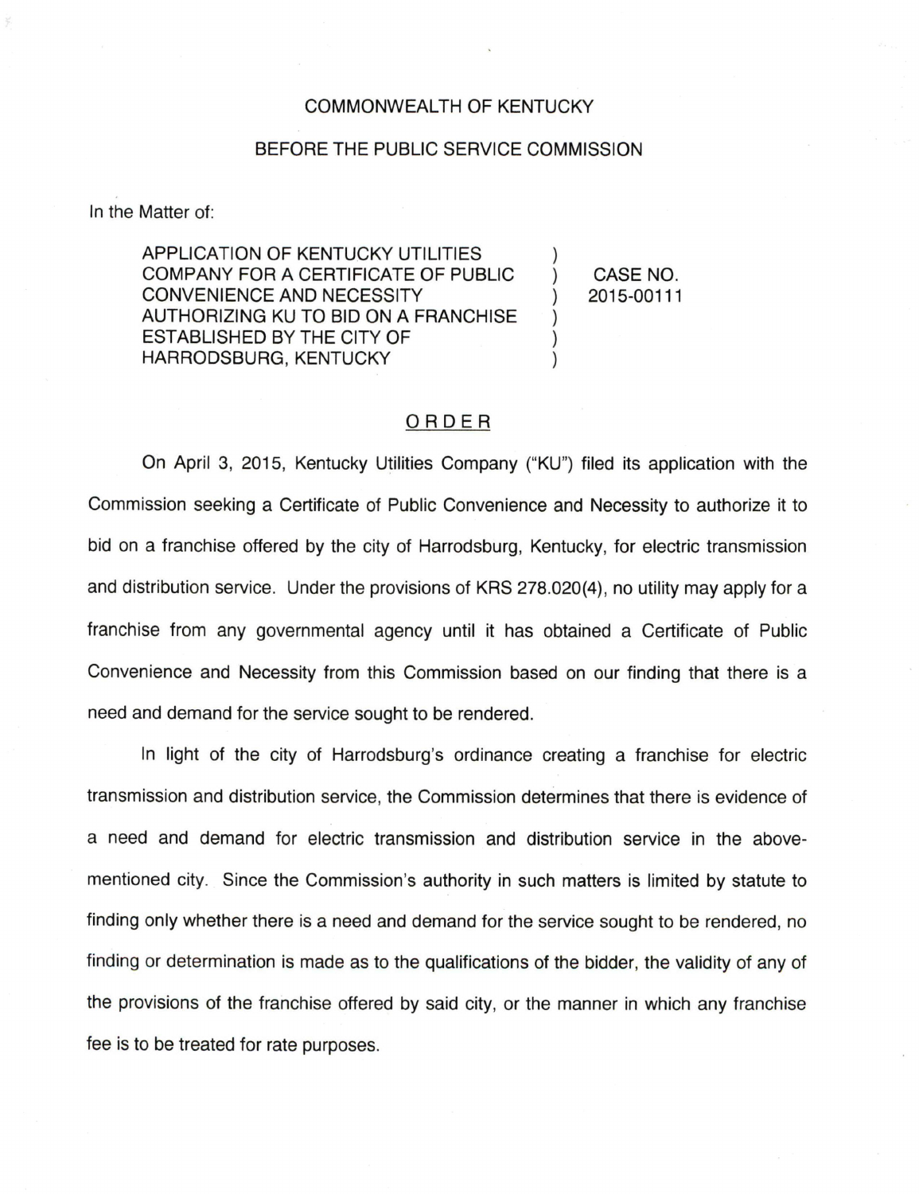COMMONWEALTH OF KENTUCKY

BEFORE THE PUBLIC SERVICE COMMISSION

In the Matter of:

| | | |
|---|---|---|
| APPLICATION OF KENTUCKY UTILITIES COMPANY FOR A CERTIFICATE OF PUBLIC CONVENIENCE AND NECESSITY AUTHORIZING KU TO BID ON A FRANCHISE ESTABLISHED BY THE CITY OF HARRODSBURG, KENTUCKY | ) | CASE NO. 2015-00111 |

## ORDER

On April 3, 2015, Kentucky Utilities Company ("KU") filed its application with the Commission seeking a Certificate of Public Convenience and Necessity to authorize it to bid on a franchise offered by the city of Harrodsburg, Kentucky, for electric transmission and distribution service. Under the provisions of KRS 278.020(4), no utility may apply for a franchise from any governmental agency until it has obtained a Certificate of Public Convenience and Necessity from this Commission based on our finding that there is a need and demand for the service sought to be rendered.

In light of the city of Harrodsburg's ordinance creating a franchise for electric transmission and distribution service, the Commission determines that there is evidence of a need and demand for electric transmission and distribution service in the above-mentioned city. Since the Commission's authority in such matters is limited by statute to finding only whether there is a need and demand for the service sought to be rendered, no finding or determination is made as to the qualifications of the bidder, the validity of any of the provisions of the franchise offered by said city, or the manner in which any franchise fee is to be treated for rate purposes.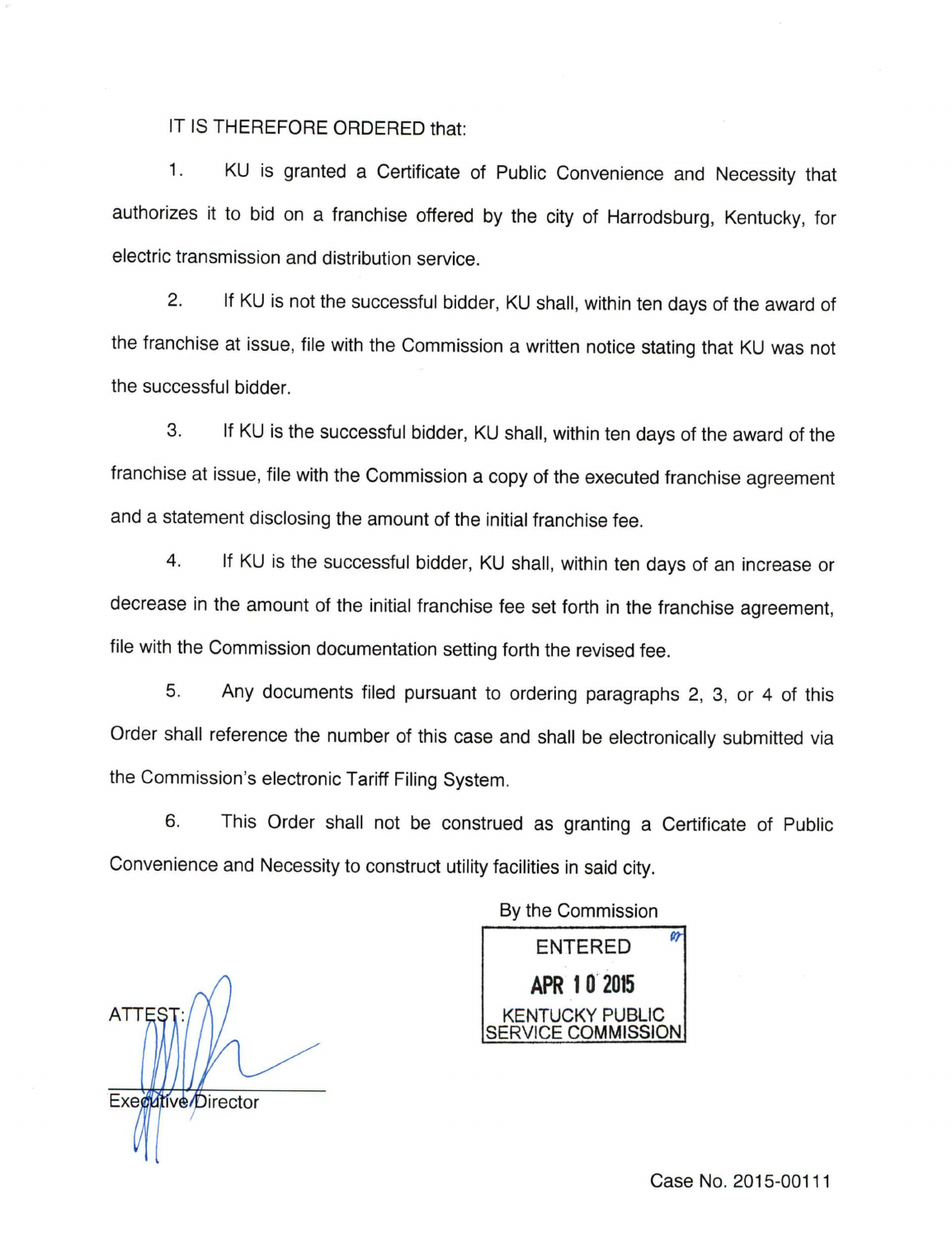IT IS THEREFORE ORDERED that:

1. KU is granted a Certificate of Public Convenience and Necessity that authorizes it to bid on a franchise offered by the city of Harrodsburg, Kentucky, for electric transmission and distribution service.

2. If KU is not the successful bidder, KU shall, within ten days of the award of the franchise at issue, file with the Commission a written notice stating that KU was not the successful bidder.

3. If KU is the successful bidder, KU shall, within ten days of the award of the franchise at issue, file with the Commission a copy of the executed franchise agreement and a statement disclosing the amount of the initial franchise fee.

4. If KU is the successful bidder, KU shall, within ten days of an increase or decrease in the amount of the initial franchise fee set forth in the franchise agreement, file with the Commission documentation setting forth the revised fee.

5. Any documents filed pursuant to ordering paragraphs 2, 3, or 4 of this Order shall reference the number of this case and shall be electronically submitted via the Commission's electronic Tariff Filing System.

6. This Order shall not be construed as granting a Certificate of Public Convenience and Necessity to construct utility facilities in said city.

By the Commission

ENTERED

APR 10 2015

KENTUCKY PUBLIC SERVICE COMMISSION

ATTEST:

Executive Director

Case No. 2015-00111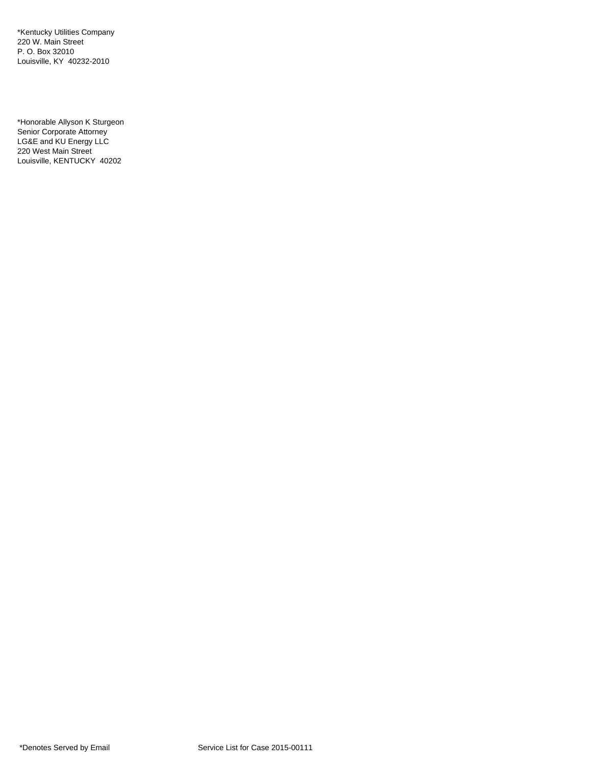*Kentucky Utilities Company
220 W. Main Street
P. O. Box 32010
Louisville, KY 40232-2010

*Honorable Allyson K Sturgeon
Senior Corporate Attorney
LG&E and KU Energy LLC
220 West Main Street
Louisville, KENTUCKY 40202